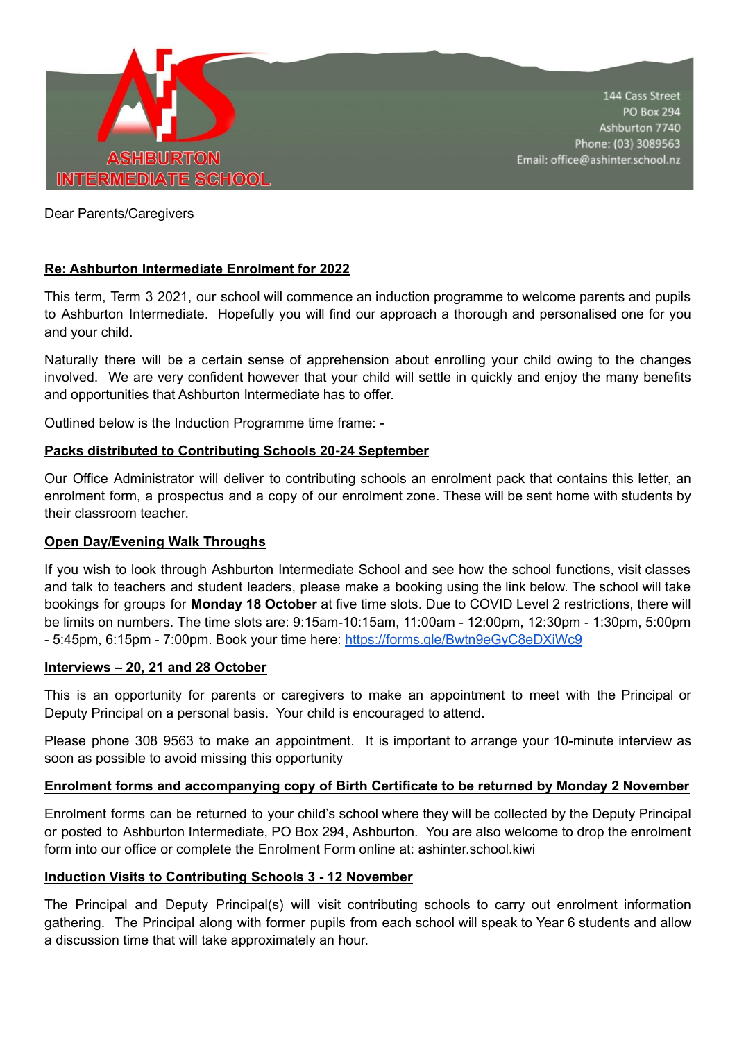ASHBURTON INTERMEDIATE SCHOOL

144 Cass Street
PO Box 294
Ashburton 7740
Phone: (03) 3089563
Email: office@ashinter.school.nz

Dear Parents/Caregivers

**Re: Ashburton Intermediate Enrolment for 2022**

This term, Term 3 2021, our school will commence an induction programme to welcome parents and pupils to Ashburton Intermediate. Hopefully you will find our approach a thorough and personalised one for you and your child.

Naturally there will be a certain sense of apprehension about enrolling your child owing to the changes involved. We are very confident however that your child will settle in quickly and enjoy the many benefits and opportunities that Ashburton Intermediate has to offer.

Outlined below is the Induction Programme time frame: -

**Packs distributed to Contributing Schools 20-24 September**

Our Office Administrator will deliver to contributing schools an enrolment pack that contains this letter, an enrolment form, a prospectus and a copy of our enrolment zone. These will be sent home with students by their classroom teacher.

**Open Day/Evening Walk Throughs**

If you wish to look through Ashburton Intermediate School and see how the school functions, visit classes and talk to teachers and student leaders, please make a booking using the link below. The school will take bookings for groups for **Monday 18 October** at five time slots. Due to COVID Level 2 restrictions, there will be limits on numbers. The time slots are: 9:15am-10:15am, 11:00am - 12:00pm, 12:30pm - 1:30pm, 5:00pm - 5:45pm, 6:15pm - 7:00pm. Book your time here: https://forms.gle/Bwtn9eGyC8eDXiWc9

**Interviews – 20, 21 and 28 October**

This is an opportunity for parents or caregivers to make an appointment to meet with the Principal or Deputy Principal on a personal basis. Your child is encouraged to attend.

Please phone 308 9563 to make an appointment. It is important to arrange your 10-minute interview as soon as possible to avoid missing this opportunity

**Enrolment forms and accompanying copy of Birth Certificate to be returned by Monday 2 November**

Enrolment forms can be returned to your child's school where they will be collected by the Deputy Principal or posted to Ashburton Intermediate, PO Box 294, Ashburton. You are also welcome to drop the enrolment form into our office or complete the Enrolment Form online at: ashinter.school.kiwi

**Induction Visits to Contributing Schools 3 - 12 November**

The Principal and Deputy Principal(s) will visit contributing schools to carry out enrolment information gathering. The Principal along with former pupils from each school will speak to Year 6 students and allow a discussion time that will take approximately an hour.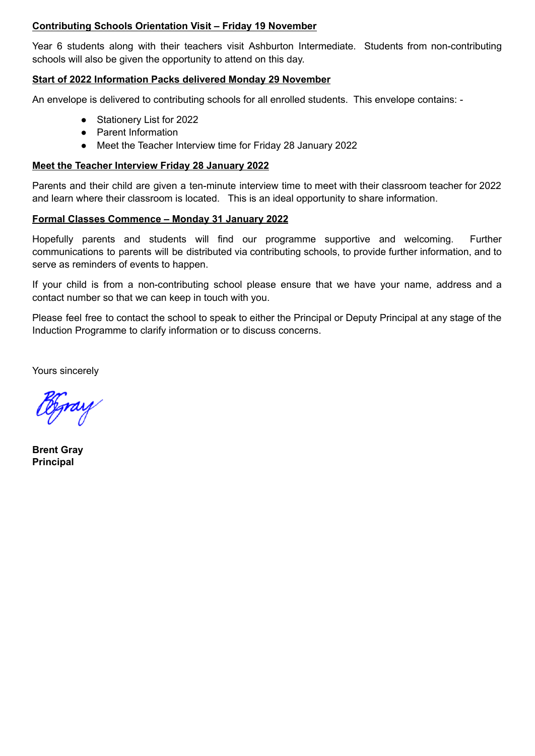**Contributing Schools Orientation Visit – Friday 19 November**

Year 6 students along with their teachers visit Ashburton Intermediate. Students from non-contributing schools will also be given the opportunity to attend on this day.

**Start of 2022 Information Packs delivered Monday 29 November**

An envelope is delivered to contributing schools for all enrolled students. This envelope contains: -

- Stationery List for 2022
- Parent Information
- Meet the Teacher Interview time for Friday 28 January 2022

**Meet the Teacher Interview Friday 28 January 2022**

Parents and their child are given a ten-minute interview time to meet with their classroom teacher for 2022 and learn where their classroom is located. This is an ideal opportunity to share information.

**Formal Classes Commence – Monday 31 January 2022**

Hopefully parents and students will find our programme supportive and welcoming. Further communications to parents will be distributed via contributing schools, to provide further information, and to serve as reminders of events to happen.

If your child is from a non-contributing school please ensure that we have your name, address and a contact number so that we can keep in touch with you.

Please feel free to contact the school to speak to either the Principal or Deputy Principal at any stage of the Induction Programme to clarify information or to discuss concerns.

Yours sincerely

**Brent Gray**
**Principal**